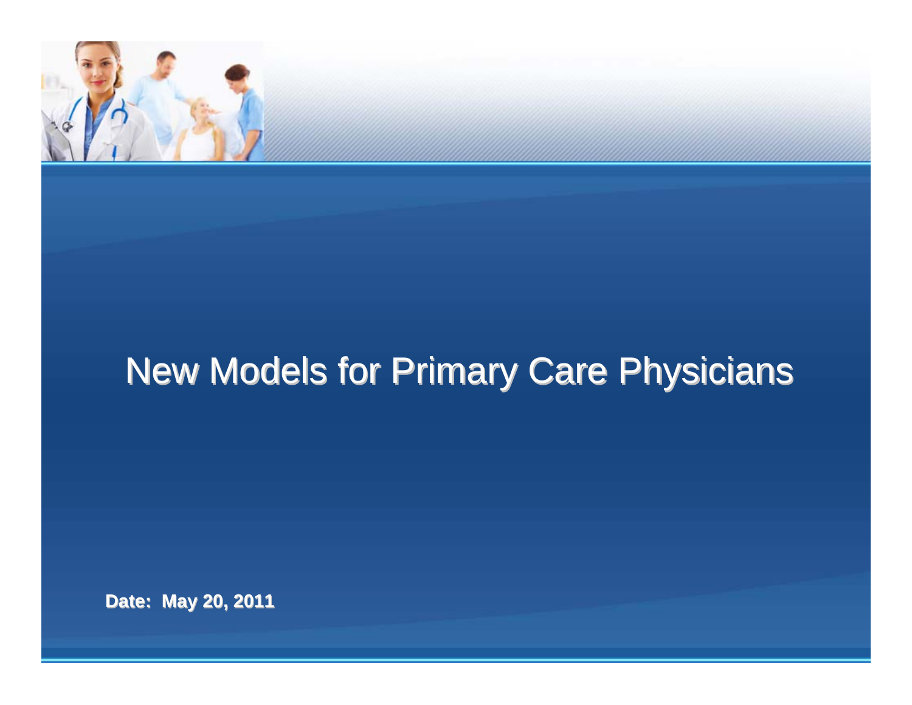# New Models for Primary Care Physicians

**Date: May 20, 2011**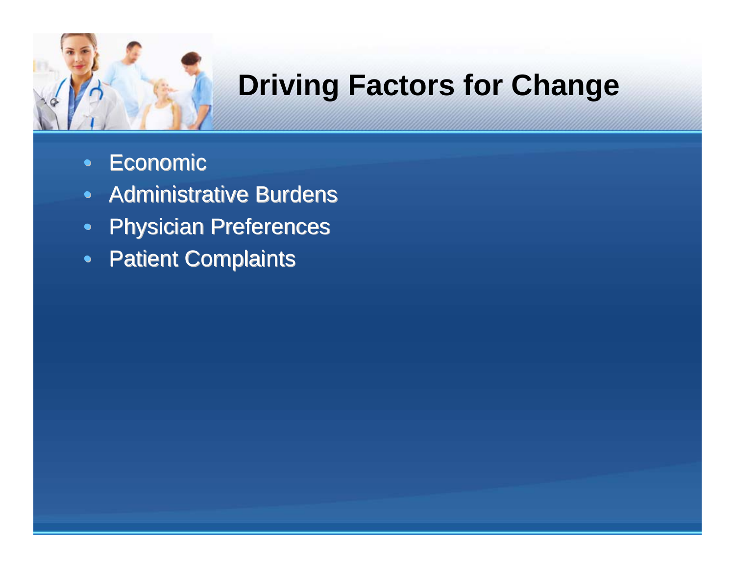# Driving Factors for Change

- Economic
- Administrative Burdens
- Physician Preferences
- Patient Complaints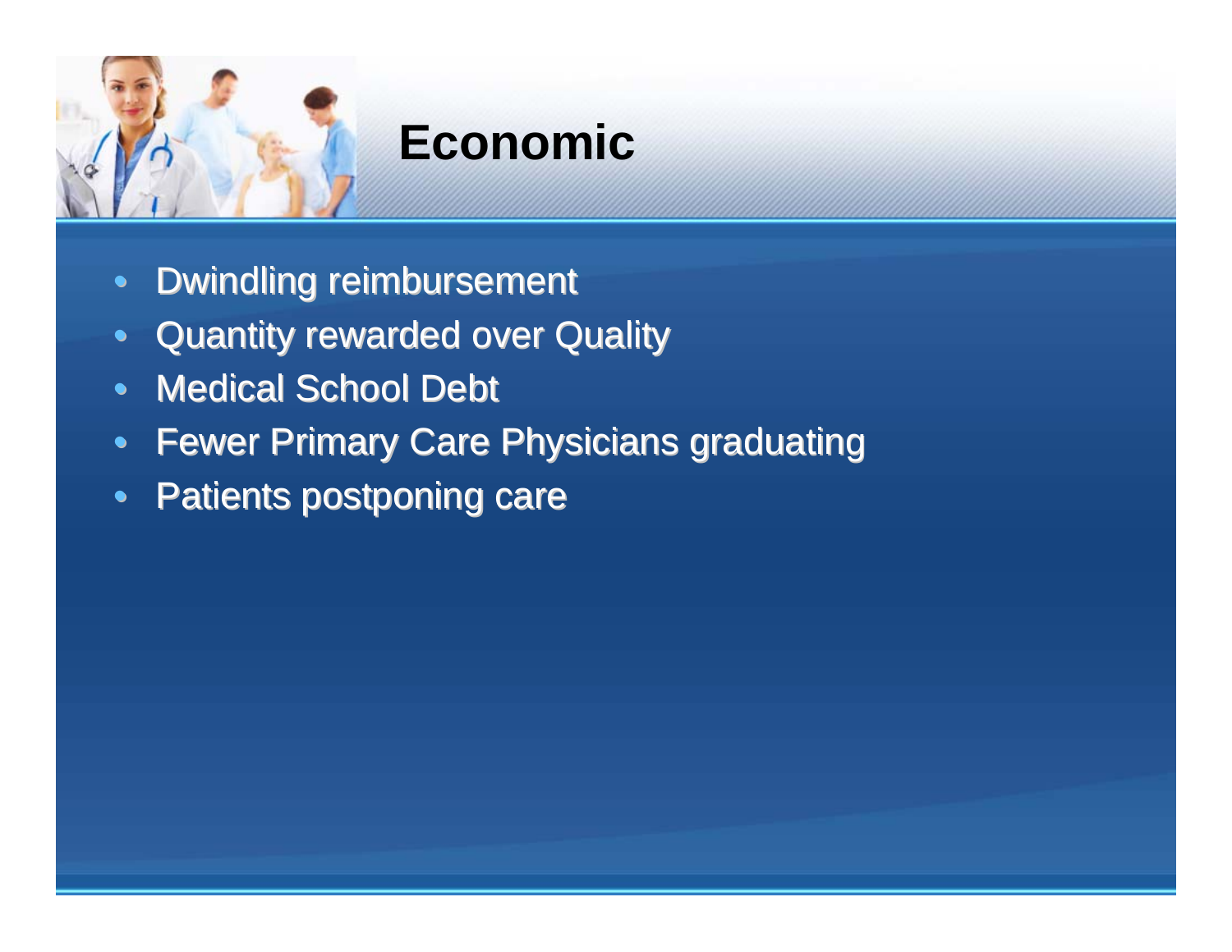# Economic

- Dwindling reimbursement
- Quantity rewarded over Quality
- Medical School Debt
- Fewer Primary Care Physicians graduating
- Patients postponing care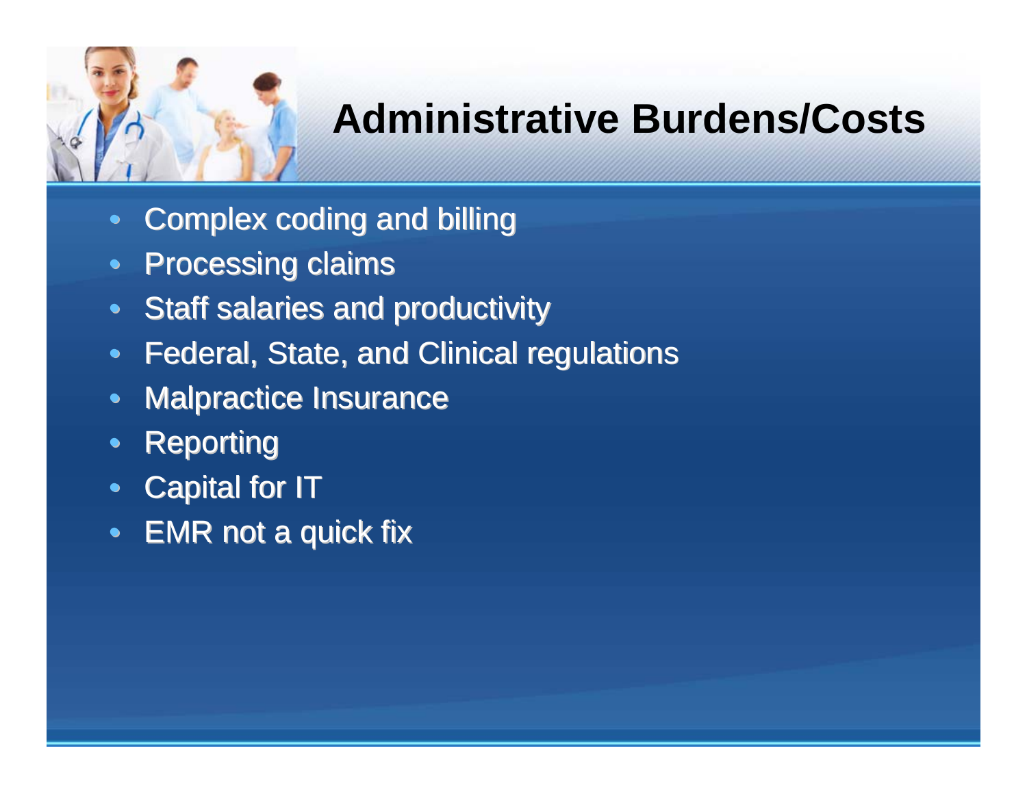# Administrative Burdens/Costs

- Complex coding and billing
- Processing claims
- Staff salaries and productivity
- Federal, State, and Clinical regulations
- Malpractice Insurance
- Reporting
- Capital for IT
- EMR not a quick fix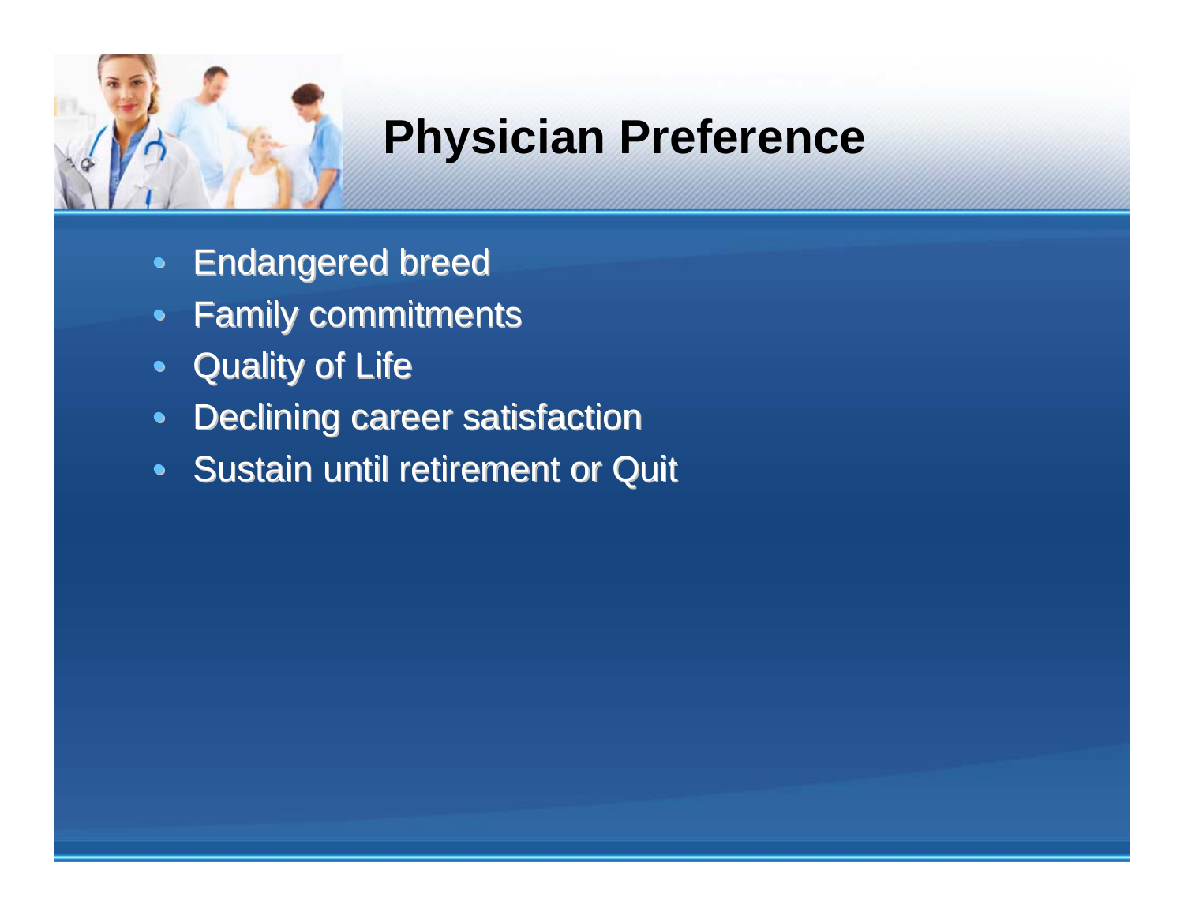# Physician Preference

- Endangered breed
- Family commitments
- Quality of Life
- Declining career satisfaction
- Sustain until retirement or Quit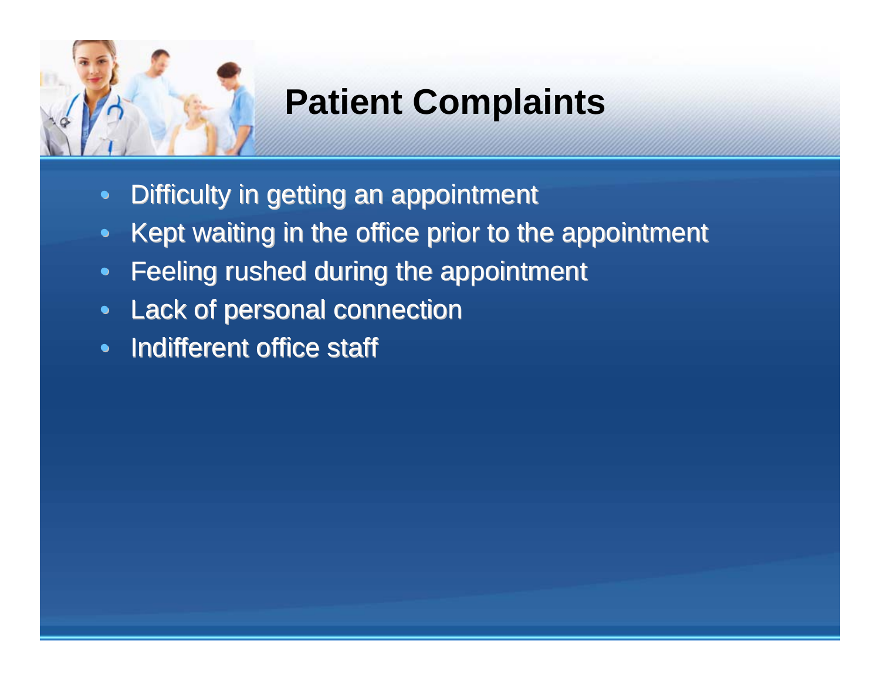# Patient Complaints

- Difficulty in getting an appointment
- Kept waiting in the office prior to the appointment
- Feeling rushed during the appointment
- Lack of personal connection
- Indifferent office staff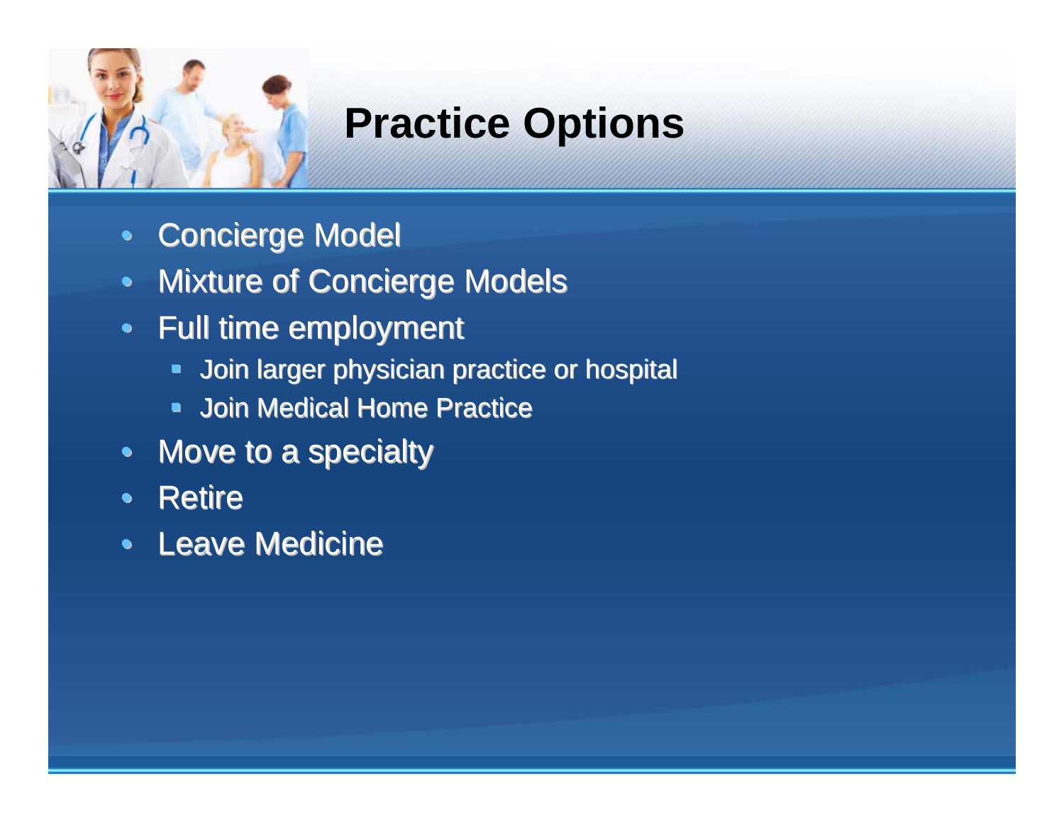# Practice Options

- Concierge Model
- Mixture of Concierge Models
- Full time employment
  - Join larger physician practice or hospital
  - Join Medical Home Practice
- Move to a specialty
- Retire
- Leave Medicine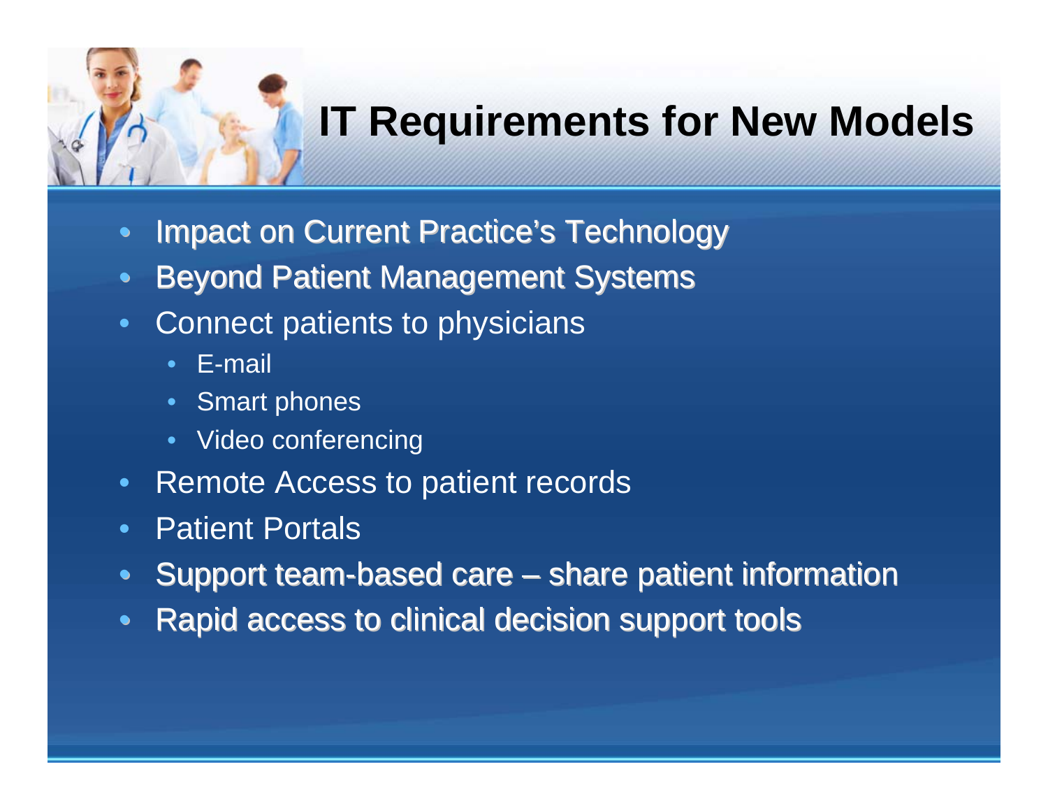# IT Requirements for New Models

- Impact on Current Practice's Technology
- Beyond Patient Management Systems
- Connect patients to physicians
  - E-mail
  - Smart phones
  - Video conferencing
- Remote Access to patient records
- Patient Portals
- Support team-based care – share patient information
- Rapid access to clinical decision support tools